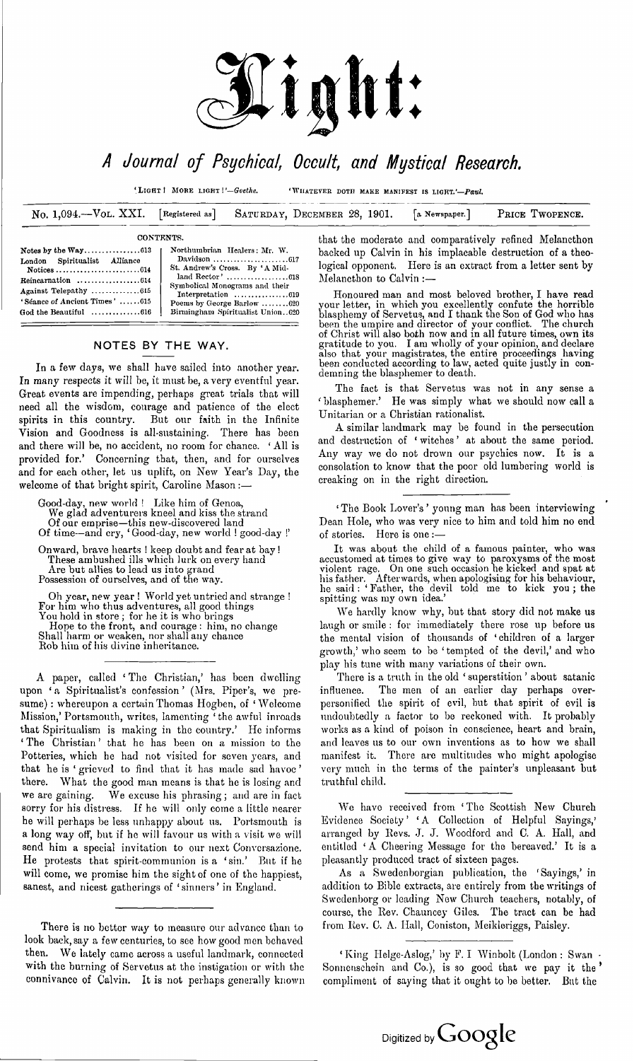# Light:

## A Journal of Psychical, Occult, and Mystical Research.

'LIGHT! MORE LIGHT!'—*Goethe.* 'WHATEVER DOTH MAKE MANIFEST IS LIGHT.'—*Paul.*

No. 1,094.—VOL. XXI. [Registered as] SATURDAY, DECEMBER 28, 1901. [a Newspaper.] PRICE TWOPENCE.

### CONTENTS.

| | |
|---|---|
| Notes by the Way ............613 | Northumbrian Healers: Mr. W. Davidson ....................617 |
| London Spiritualist Alliance Notices ....................614 | St. Andrew's Cross. By 'A Midland Rector' ....................618 |
| Reincarnation ....................614 | Symbolical Monograms and their Interpretation ....................619 |
| Against Telepathy ....................615 | Poems by George Barlow ........620 |
| 'Séance of Ancient Times' ......615 | Birmingham Spiritualist Union..620 |
| God the Beautiful ....................616 | |

## NOTES BY THE WAY.

In a few days, we shall have sailed into another year. In many respects it will be, it must be, a very eventful year. Great events are impending, perhaps great trials that will need all the wisdom, courage and patience of the elect spirits in this country. But our faith in the Infinite Vision and Goodness is all-sustaining. There has been and there will be, no accident, no room for chance. 'All is provided for.' Concerning that, then, and for ourselves and for each other, let us uplift, on New Year's Day, the welcome of that bright spirit, Caroline Mason:—

> Good-day, new world! Like him of Genoa,
> We glad adventurers kneel and kiss the strand
> Of our emprise—this new-discovered land
> Of time—and cry, 'Good-day, new world! good-day!'
>
> Onward, brave hearts! keep doubt and fear at bay!
> These ambushed ills which lurk on every hand
> Are but allies to lead us into grand
> Possession of ourselves, and of the way.
>
> Oh year, new year! World yet untried and strange!
> For him who thus adventures, all good things
> You hold in store; for he it is who brings
> Hope to the front, and courage: him, no change
> Shall harm or weaken, nor shall any chance
> Rob him of his divine inheritance.

A paper, called 'The Christian,' has been dwelling upon 'a Spiritualist's confession' (Mrs. Piper's, we presume): whereupon a certain Thomas Hogben, of 'Welcome Mission,' Portsmouth, writes, lamenting 'the awful inroads that Spiritualism is making in the country.' He informs 'The Christian' that he has been on a mission to the Potteries, which he had not visited for seven years, and that he is 'grieved to find that it has made sad havoc' there. What the good man means is that he is losing and we are gaining. We excuse his phrasing; and are in fact sorry for his distress. If he will only come a little nearer he will perhaps be less unhappy about us. Portsmouth is a long way off, but if he will favour us with a visit we will send him a special invitation to our next Conversazione. He protests that spirit-communion is a 'sin.' But if he will come, we promise him the sight of one of the happiest, sanest, and nicest gatherings of 'sinners' in England.

There is no better way to measure our advance than to look back, say a few centuries, to see how good men behaved then. We lately came across a useful landmark, connected with the burning of Servetus at the instigation or with the connivance of Calvin. It is not perhaps generally known that the moderate and comparatively refined Melancthon backed up Calvin in his implacable destruction of a theological opponent. Here is an extract from a letter sent by Melancthon to Calvin:—

> Honoured man and most beloved brother, I have read your letter, in which you excellently confute the horrible blasphemy of Servetus, and I thank the Son of God who has been the umpire and director of your conflict. The church of Christ will also both now and in all future times, own its gratitude to you. I am wholly of your opinion, and declare also that your magistrates, the entire proceedings having been conducted according to law, acted quite justly in condemning the blasphemer to death.

The fact is that Servetus was not in any sense a 'blasphemer.' He was simply what we should now call a Unitarian or a Christian rationalist.

A similar landmark may be found in the persecution and destruction of 'witches' at about the same period. Any way we do not drown our psychics now. It is a consolation to know that the poor old lumbering world is creaking on in the right direction.

'The Book Lover's' young man has been interviewing Dean Hole, who was very nice to him and told him no end of stories. Here is one:—

> It was about the child of a famous painter, who was accustomed at times to give way to paroxysms of the most violent rage. On one such occasion he kicked and spat at his father. Afterwards, when apologising for his behaviour, he said: 'Father, the devil told me to kick you; the spitting was my own idea.'

We hardly know why, but that story did not make us laugh or smile: for immediately there rose up before us the mental vision of thousands of 'children of a larger growth,' who seem to be 'tempted of the devil,' and who play his tune with many variations of their own.

There is a truth in the old 'superstition' about satanic influence. The men of an earlier day perhaps over-personified the spirit of evil, but that spirit of evil is undoubtedly a factor to be reckoned with. It probably works as a kind of poison in conscience, heart and brain, and leaves us to our own inventions as to how we shall manifest it. There are multitudes who might apologise very much in the terms of the painter's unpleasant but truthful child.

We have received from 'The Scottish New Church Evidence Society' 'A Collection of Helpful Sayings,' arranged by Revs. J. J. Woodford and C. A. Hall, and entitled 'A Cheering Message for the bereaved.' It is a pleasantly produced tract of sixteen pages.

As a Swedenborgian publication, the 'Sayings,' in addition to Bible extracts, are entirely from the writings of Swedenborg or leading New Church teachers, notably, of course, the Rev. Chauncey Giles. The tract can be had from Rev. C. A. Hall, Coniston, Meikleriggs, Paisley.

'King Helge-Aslog,' by F. I Winbolt (London: Swan Sonnenschein and Co.), is so good that we pay it the compliment of saying that it ought to be better. But the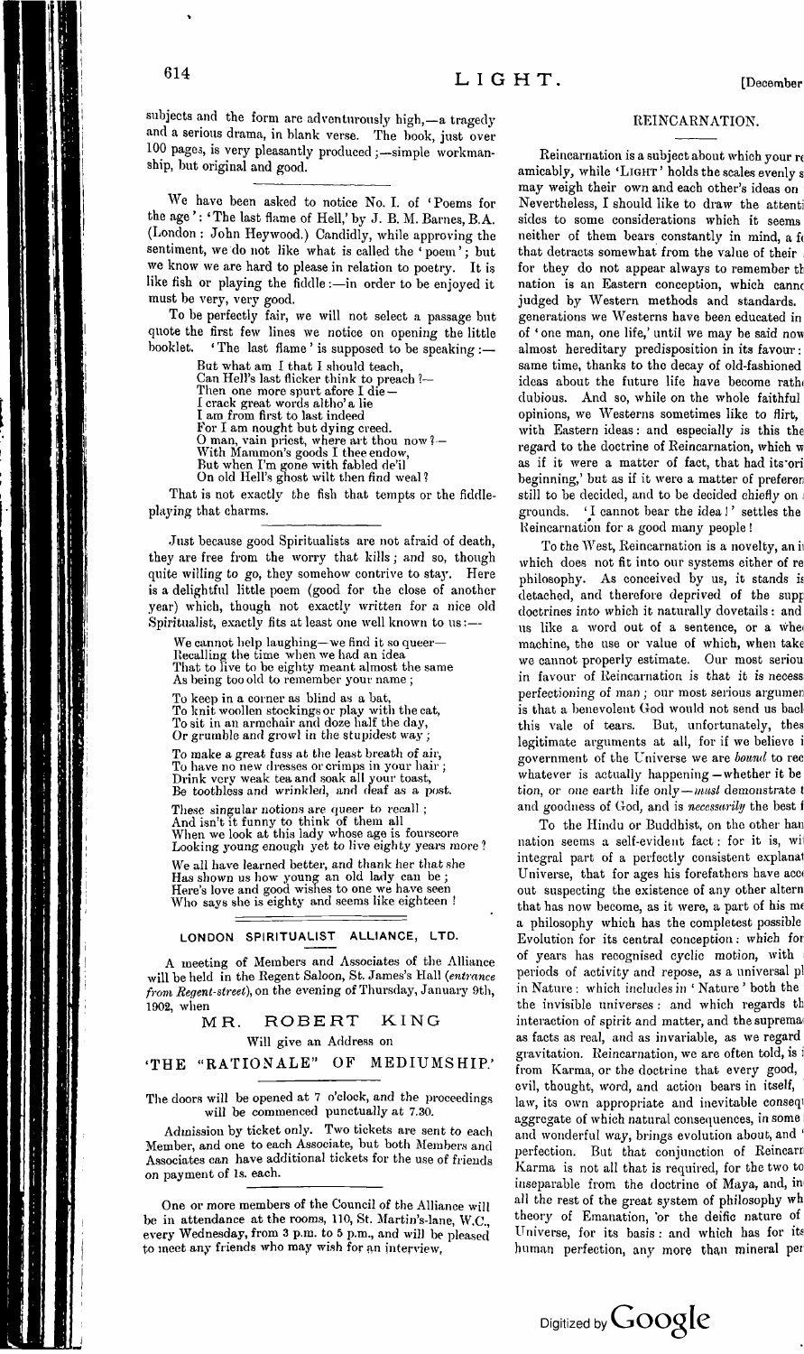subjects and the form are adventurously high,—a tragedy and a serious drama, in blank verse. The book, just over 100 pages, is very pleasantly produced;—simple workmanship, but original and good.

We have been asked to notice No. I. of 'Poems for the age': 'The last flame of Hell,' by J. B. M. Barnes, B.A. (London: John Heywood.) Candidly, while approving the sentiment, we do not like what is called the 'poem'; but we know we are hard to please in relation to poetry. It is like fish or playing the fiddle:—in order to be enjoyed it must be very, very good.

To be perfectly fair, we will not select a passage but quote the first few lines we notice on opening the little booklet. 'The last flame' is supposed to be speaking:—

> But what am I that I should teach,
> Can Hell's last flicker think to preach?—
> Then one more spurt afore I die—
> I crack great words altho' a lie
> I am from first to last indeed
> For I am nought but dying creed.
> O man, vain priest, where art thou now?—
> With Mammon's goods I thee endow,
> But when I'm gone with fabled de'il
> On old Hell's ghost wilt then find weal?

That is not exactly the fish that tempts or the fiddle-playing that charms.

Just because good Spiritualists are not afraid of death, they are free from the worry that kills; and so, though quite willing to go, they somehow contrive to stay. Here is a delightful little poem (good for the close of another year) which, though not exactly written for a nice old Spiritualist, exactly fits at least one well known to us:—

> We cannot help laughing—we find it so queer—
> Recalling the time when we had an idea
> That to live to be eighty meant almost the same
> As being too old to remember your name;
>
> To keep in a corner as blind as a bat,
> To knit woollen stockings or play with the cat,
> To sit in an armchair and doze half the day,
> Or grumble and growl in the stupidest way;
>
> To make a great fuss at the least breath of air,
> To have no new dresses or crimps in your hair;
> Drink very weak tea and soak all your toast,
> Be toothless and wrinkled, and deaf as a post.
>
> These singular notions are queer to recall;
> And isn't it funny to think of them all
> When we look at this lady whose age is fourscore
> Looking young enough yet to live eighty years more?
>
> We all have learned better, and thank her that she
> Has shown us how young an old lady can be;
> Here's love and good wishes to one we have seen
> Who says she is eighty and seems like eighteen!

## LONDON SPIRITUALIST ALLIANCE, LTD.

A meeting of Members and Associates of the Alliance will be held in the Regent Saloon, St. James's Hall (*entrance from Regent-street*), on the evening of Thursday, January 9th, 1902, when

**MR. ROBERT KING**

Will give an Address on

**'THE "RATIONALE" OF MEDIUMSHIP.'**

The doors will be opened at 7 o'clock, and the proceedings will be commenced punctually at 7.30.

Admission by ticket only. Two tickets are sent to each Member, and one to each Associate, but both Members and Associates can have additional tickets for the use of friends on payment of 1s. each.

One or more members of the Council of the Alliance will be in attendance at the rooms, 110, St. Martin's-lane, W.C., every Wednesday, from 3 p.m. to 5 p.m., and will be pleased to meet any friends who may wish for an interview.

## REINCARNATION.

Reincarnation is a subject about which your re amicably, while 'LIGHT' holds the scales evenly s may weigh their own and each other's ideas on Nevertheless, I should like to draw the attenti sides to some considerations which it seems neither of them bears constantly in mind, a f that detracts somewhat from the value of their for they do not appear always to remember th nation is an Eastern conception, which cann judged by Western methods and standards. generations we Westerns have been educated in of 'one man, one life,' until we may be said now almost hereditary predisposition in its favour: same time, thanks to the decay of old-fashioned ideas about the future life have become rath dubious. And so, while on the whole faithful opinions, we Westerns sometimes like to flirt, with Eastern ideas: and especially is this the regard to the doctrine of Reincarnation, which w as if it were a matter of fact, that had its ori beginning,' but as if it were a matter of preferen still to be decided, and to be decided chiefly on grounds. 'I cannot bear the idea!' settles the Reincarnation for a good many people!

To the West, Reincarnation is a novelty, an i which does not fit into our systems either of re philosophy. As conceived by us, it stands is detached, and therefore deprived of the supp doctrines into which it naturally dovetails: and us like a word out of a sentence, or a whe machine, the use or value of which, when take we cannot properly estimate. Our most seriou in favour of Reincarnation is that it is necess perfectioning of man; our most serious argumen is that a benevolent God would not send us bac this vale of tears. But, unfortunately, thes legitimate arguments at all, for if we believe i government of the Universe we are *bound* to rec whatever is actually happening—whether it be tion, or one earth life only—*must* demonstrate t and goodness of God, and is *necessarily* the best f

To the Hindu or Buddhist, on the other han nation seems a self-evident fact: for it is, wi integral part of a perfectly consistent explanat Universe, that for ages his forefathers have acc out suspecting the existence of any other altern that has now become, as it were, a part of his m a philosophy which has the completest possible Evolution for its central conception: which for of years has recognised cyclic motion, with periods of activity and repose, as a universal pl in Nature: which includes in 'Nature' both the the invisible universes: and which regards th interaction of spirit and matter, and the suprema as facts as real, and as invariable, as we regard gravitation. Reincarnation, we are often told, is i from Karma, or the doctrine that every good, evil, thought, word, and action bears in itself, law, its own appropriate and inevitable conseq aggregate of which natural consequences, in some and wonderful way, brings evolution about, and ' perfection. But that conjunction of Reincarn Karma is not all that is required, for the two to inseparable from the doctrine of Maya, and, in all the rest of the great system of philosophy wh theory of Emanation, or the deific nature of Universe, for its basis: and which has for its human perfection, any more than mineral per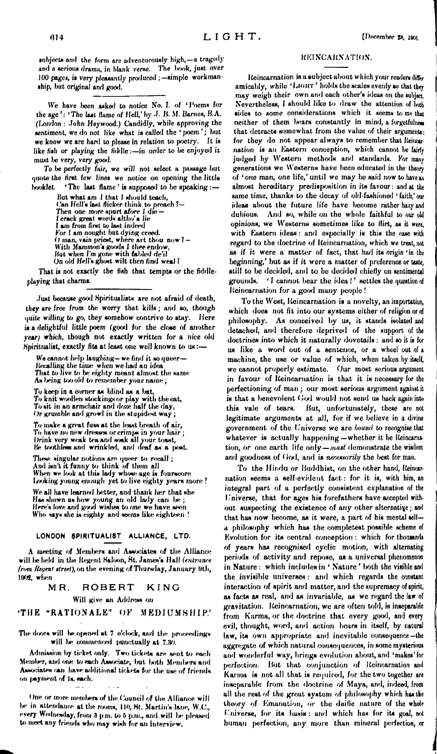subjects and the form are adventurously high,—a tragedy and a serious drama, in blank verse. The book, just over 100 pages, is very pleasantly produced;—simple workmanship, but original and good.

---

We have been asked to notice No. I. of 'Poems for the age': 'The last flame of Hell,' by J. B. M. Barnes, B.A. (London: John Heywood.) Candidly, while approving the sentiment, we do not like what is called the 'poem'; but we know we are hard to please in relation to poetry. It is like fish or playing the fiddle:—in order to be enjoyed it must be very, very good.

To be perfectly fair, we will not select a passage but quote the first few lines we notice on opening the little booklet. 'The last flame' is supposed to be speaking:—

> But what am I that I should teach,
> Can Hell's last flicker think to preach?—
> Then one more spurt afore I die—
> I crack great words altho'a lie
> I am from first to last indeed
> For I am nought but dying creed.
> O man, vain priest, where art thou now?—
> With Mammon's goods I thee endow,
> But when I'm gone with fabled de'il
> On old Hell's ghost wilt then find weal?

That is not exactly the fish that tempts or the fiddle-playing that charms.

---

Just because good Spiritualists are not afraid of death, they are free from the worry that kills; and so, though quite willing to go, they somehow contrive to stay. Here is a delightful little poem (good for the close of another year) which, though not exactly written for a nice old Spiritualist, exactly fits at least one well known to us:—

> We cannot help laughing—we find it so queer—
> Recalling the time when we had an idea
> That to live to be eighty meant almost the same
> As being too old to remember your name;
>
> To keep in a corner as blind as a bat,
> To knit woollen stockings or play with the cat,
> To sit in an armchair and doze half the day,
> Or grumble and growl in the stupidest way;
>
> To make a great fuss at the least breath of air,
> To have no new dresses or crimps in your hair;
> Drink very weak tea and soak all your toast,
> Be toothless and wrinkled, and deaf as a post.
>
> These singular notions are queer to recall;
> And isn't it funny to think of them all
> When we look at this lady whose age is fourscore
> Looking young enough yet to live eighty years more?
>
> We all have learned better, and thank her that she
> Has shown us how young an old lady can be;
> Here's love and good wishes to one we have seen
> Who says she is eighty and seems like eighteen!

---

## LONDON SPIRITUALIST ALLIANCE, LTD.

A meeting of Members and Associates of the Alliance will be held in the Regent Saloon, St. James's Hall (*entrance from Regent street*), on the evening of Thursday, January 9th, 1902, when

**MR. ROBERT KING**

Will give an Address on

**'THE "RATIONALE" OF MEDIUMSHIP.'**

The doors will be opened at 7 o'clock, and the proceedings will be commenced punctually at 7.30.

Admission by ticket only. Two tickets are sent to each Member, and one to each Associate, but both Members and Associates can have additional tickets for the use of friends on payment of 1s. each.

---

One or more members of the Council of the Alliance will be in attendance at the rooms, 110, St. Martin's-lane, W.C., every Wednesday, from 3 p.m. to 5 p.m., and will be pleased to meet any friends who may wish for an interview.

## REINCARNATION.

Reincarnation is a subject about which your readers differ amicably, while 'LIGHT' holds the scales evenly so that they may weigh their own and each other's ideas on the subject. Nevertheless, I should like to draw the attention of both sides to some considerations which it seems to me that neither of them bears constantly in mind, a forgetfulness that detracts somewhat from the value of their arguments; for they do not appear always to remember that Reincarnation is an Eastern conception, which cannot be fairly judged by Western methods and standards. For many generations we Westerns have been educated in the theory of 'one man, one life,' until we may be said now to have an almost hereditary predisposition in its favour: and at the same time, thanks to the decay of old-fashioned 'faith,' our ideas about the future life have become rather hazy and dubious. And so, while on the whole faithful to our old opinions, we Westerns sometimes like to flirt, as it were, with Eastern ideas: and especially is this the case with regard to the doctrine of Reincarnation, which we treat, not as if it were a matter of fact, that had its origin 'in the beginning,' but as if it were a matter of preference or taste, still to be decided, and to be decided chiefly on sentimental grounds. 'I cannot bear the idea!' settles the question of Reincarnation for a good many people!

To the West, Reincarnation is a novelty, an importation, which does not fit into our systems either of religion or of philosophy. As conceived by us, it stands isolated and detached, and therefore deprived of the support of the doctrines into which it naturally dovetails: and so it is for us like a word out of a sentence, or a wheel out of a machine, the use or value of which, when taken by itself, we cannot properly estimate. Our most serious argument in favour of Reincarnation is that it is necessary for the perfectioning of man; our most serious argument against it is that a benevolent God would not send us back again into this vale of tears. But, unfortunately, these are not legitimate arguments at all, for if we believe in a divine government of the Universe we are *bound* to recognise that whatever is actually happening—whether it be Reincarnation, or one earth life only—*must* demonstrate the wisdom and goodness of God, and is *necessarily* the best for man.

To the Hindu or Buddhist, on the other hand, Reincarnation seems a self-evident fact: for it is, with him, an integral part of a perfectly consistent explanation of the Universe, that for ages his forefathers have accepted without suspecting the existence of any other alternative; and that has now become, as it were, a part of his mental self—a philosophy which has the completest possible scheme of Evolution for its central conception: which for thousands of years has recognised cyclic motion, with alternating periods of activity and repose, as a universal phenomenon in Nature: which includes in 'Nature' both the visible and the invisible universes: and which regards the constant interaction of spirit and matter, and the supremacy of spirit, as facts as real, and as invariable, as we regard the law of gravitation. Reincarnation, we are often told, is inseparable from Karma, or the doctrine that every good, and every evil, thought, word, and action bears in itself, by natural law, its own appropriate and inevitable consequence—the aggregate of which natural consequences, in some mysterious and wonderful way, brings evolution about, and 'makes' for perfection. But that conjunction of Reincarnation and Karma is not all that is required, for the two together are inseparable from the doctrine of Maya, and, indeed, from all the rest of the great system of philosophy which has the theory of Emanation, or the deific nature of the whole Universe, for its basis: and which has for its goal, not human perfection, any more than mineral perfection, or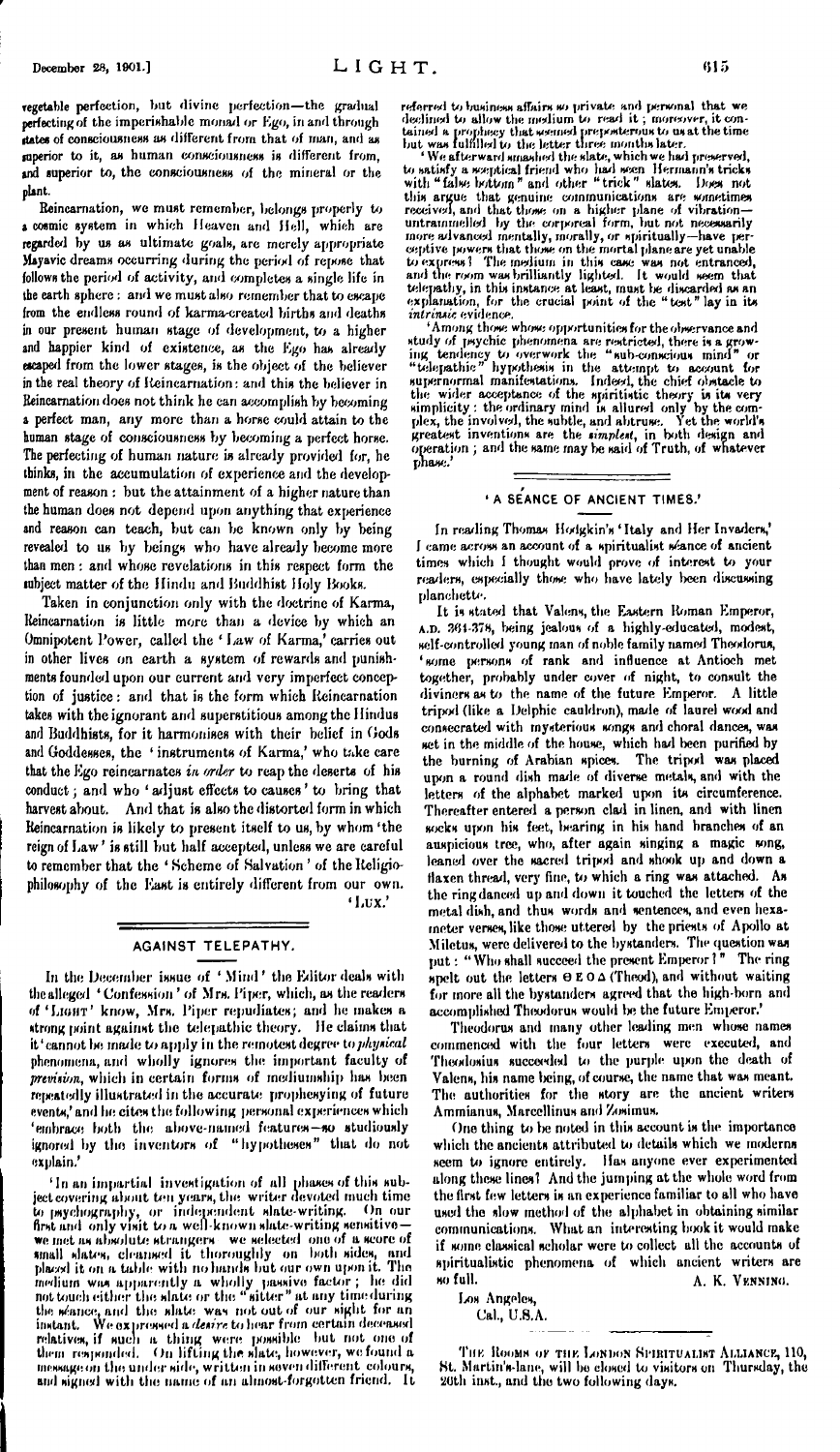vegetable perfection, but divine perfection—the gradual perfecting of the imperishable monad or Ego, in and through states of consciousness as different from that of man, and as superior to it, as human consciousness is different from, and superior to, the consciousness of the mineral or the plant.

Reincarnation, we must remember, belongs properly to a cosmic system in which Heaven and Hell, which are regarded by us as ultimate goals, are merely appropriate Mayavic dreams occurring during the period of repose that follows the period of activity, and completes a single life in the earth sphere: and we must also remember that to escape from the endless round of karma-created births and deaths in our present human stage of development, to a higher and happier kind of existence, as the Ego has already escaped from the lower stages, is the object of the believer in the real theory of Reincarnation: and this the believer in Reincarnation does not think he can accomplish by becoming a perfect man, any more than a horse could attain to the human stage of consciousness by becoming a perfect horse. The perfecting of human nature is already provided for, he thinks, in the accumulation of experience and the development of reason: but the attainment of a higher nature than the human does not depend upon anything that experience and reason can teach, but can be known only by being revealed to us by beings who have already become more than men: and whose revelations in this respect form the subject matter of the Hindu and Buddhist Holy Books.

Taken in conjunction only with the doctrine of Karma, Reincarnation is little more than a device by which an Omnipotent Power, called the 'Law of Karma,' carries out in other lives on earth a system of rewards and punishments founded upon our current and very imperfect conception of justice: and that is the form which Reincarnation takes with the ignorant and superstitious among the Hindus and Buddhists, for it harmonises with their belief in Gods and Goddesses, the 'instruments of Karma,' who take care that the Ego reincarnates *in order* to reap the deserts of his conduct; and who 'adjust effects to causes' to bring that harvest about. And that is also the distorted form in which Reincarnation is likely to present itself to us, by whom 'the reign of Law' is still but half accepted, unless we are careful to remember that the 'Scheme of Salvation' of the Religio-philosophy of the East is entirely different from our own.

'LUX.'

## AGAINST TELEPATHY.

In the December issue of 'Mind' the Editor deals with the alleged 'Confession' of Mrs. Piper, which, as the readers of 'LIGHT' know, Mrs. Piper repudiates; and he makes a strong point against the telepathic theory. He claims that it 'cannot be made to apply in the remotest degree to *physical* phenomena, and wholly ignores the important faculty of *prevision*, which in certain forms of mediumship has been repeatedly illustrated in the accurate prophesying of future events,' and he cites the following personal experiences which 'embrace both the above-named features—so studiously ignored by the inventors of "hypotheses" that do not explain.'

'In an impartial investigation of all phases of this subject covering about ten years, the writer devoted much time to psychography, or independent slate-writing. On our first and only visit to a well-known slate-writing sensitive—we met as absolute strangers—we selected one of a score of small slates, cleansed it thoroughly on both sides, and placed it on a table with no hands but our own upon it. The medium was apparently a wholly passive factor; he did not touch either the slate or the "sitter" at any time during the séance, and the slate was not out of our sight for an instant. We expressed a *desire* to hear from certain deceased relatives, if such a thing were possible but not one of them responded. On lifting the slate, however, we found a message on the under side, written in seven different colours, and signed with the name of an almost-forgotten friend. It referred to business affairs so private and personal that we declined to allow the medium to read it; moreover, it contained a prophecy that seemed preposterous to us at the time but was fulfilled to the letter three months later.

'We afterward smashed the slate, which we had preserved, to satisfy a sceptical friend who had seen Hermann's tricks with "false bottom" and other "trick" slates. Does not this argue that genuine communications are sometimes received, and that those on a higher plane of vibration—untrammelled by the corporeal form, but not necessarily more advanced mentally, morally, or spiritually—have perceptive powers that those on the mortal plane are yet unable to express? The medium in this case was not entranced, and the room was brilliantly lighted. It would seem that telepathy, in this instance at least, must be discarded as an explanation, for the crucial point of the "test" lay in its *intrinsic* evidence.

'Among those whose opportunities for the observance and study of psychic phenomena are restricted, there is a growing tendency to overwork the "sub-conscious mind" or "telepathic" hypothesis in the attempt to account for supernormal manifestations. Indeed, the chief obstacle to the wider acceptance of the spiritistic theory is its very simplicity: the ordinary mind is allured only by the complex, the involved, the subtle, and abstruse. Yet the world's greatest inventions are the *simplest*, in both design and operation; and the same may be said of Truth, of whatever phase.'

## 'A SÉANCE OF ANCIENT TIMES.'

In reading Thomas Hodgkin's 'Italy and Her Invaders,' I came across an account of a spiritualist séance of ancient times which I thought would prove of interest to your readers, especially those who have lately been discussing planchette.

It is stated that Valens, the Eastern Roman Emperor, A.D. 364-378, being jealous of a highly-educated, modest, self-controlled young man of noble family named Theodorus, 'some persons of rank and influence at Antioch met together, probably under cover of night, to consult the diviners as to the name of the future Emperor. A little tripod (like a Delphic cauldron), made of laurel wood and consecrated with mysterious songs and choral dances, was set in the middle of the house, which had been purified by the burning of Arabian spices. The tripod was placed upon a round dish made of diverse metals, and with the letters of the alphabet marked upon its circumference. Thereafter entered a person clad in linen, and with linen socks upon his feet, bearing in his hand branches of an auspicious tree, who, after again singing a magic song, leaned over the sacred tripod and shook up and down a flaxen thread, very fine, to which a ring was attached. As the ring danced up and down it touched the letters of the metal dish, and thus words and sentences, and even hexameter verses, like those uttered by the priests of Apollo at Miletus, were delivered to the bystanders. The question was put: "Who shall succeed the present Emperor?" The ring spelt out the letters Θ Ε Ο Δ (Theod), and without waiting for more all the bystanders agreed that the high-born and accomplished Theodorus would be the future Emperor.'

Theodorus and many other leading men whose names commenced with the four letters were executed, and Theodosius succeeded to the purple upon the death of Valens, his name being, of course, the name that was meant. The authorities for the story are the ancient writers Ammianus, Marcellinus and Zosimus.

One thing to be noted in this account is the importance which the ancients attributed to details which we moderns seem to ignore entirely. Has anyone ever experimented along these lines? And the jumping at the whole word from the first few letters is an experience familiar to all who have used the slow method of the alphabet in obtaining similar communications. What an interesting book it would make if some classical scholar were to collect all the accounts of spiritualistic phenomena of which ancient writers are so full.

A. K. VENNING.

Los Angeles,
Cal., U.S.A.

THE ROOMS OF THE LONDON SPIRITUALIST ALLIANCE, 110, St. Martin's-lane, will be closed to visitors on Thursday, the 26th inst., and the two following days.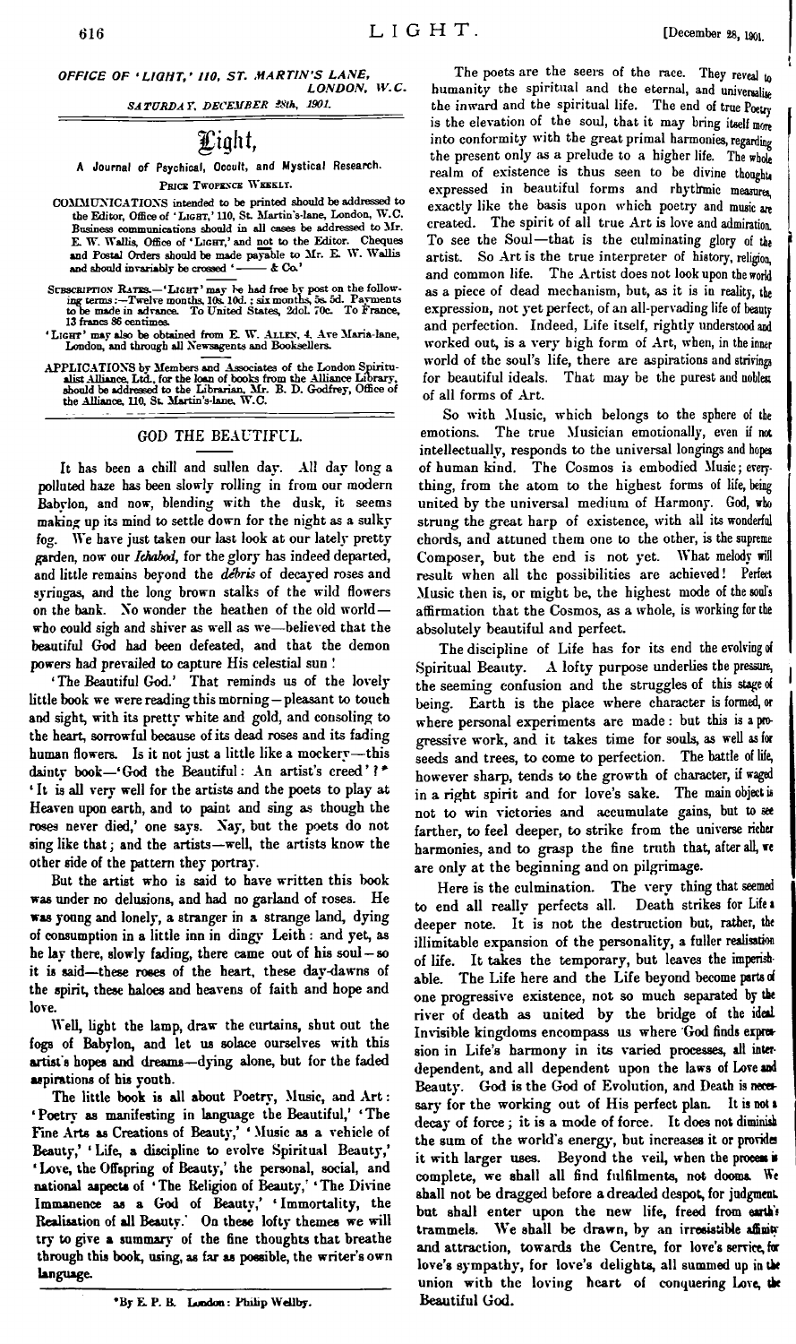*OFFICE OF 'LIGHT,' 110, ST. MARTIN'S LANE, LONDON, W.C.*
*SATURDAY, DECEMBER 28th, 1901.*

# Light,

**A Journal of Psychical, Occult, and Mystical Research.**

PRICE TWOPENCE WEEKLY.

COMMUNICATIONS intended to be printed should be addressed to the Editor, Office of 'LIGHT,' 110, St. Martin's-lane, London, W.C. Business communications should in all cases be addressed to Mr. E. W. Wallis, Office of 'LIGHT,' and not to the Editor. Cheques and Postal Orders should be made payable to Mr. E. W. Wallis and should invariably be crossed '——— & Co.'

SUBSCRIPTION RATES.—'LIGHT' may be had free by post on the following terms:—Twelve months, 10s. 10d.; six months, 5s. 5d. Payments to be made in advance. To United States, 2dol. 70c. To France, 13 francs 86 centimes.

'LIGHT' may also be obtained from E. W. ALLEN, 4, Ave Maria-lane, London, and through all Newsagents and Booksellers.

APPLICATIONS by Members and Associates of the London Spiritualist Alliance, Ltd., for the loan of books from the Alliance Library, should be addressed to the Librarian, Mr. B. D. Godfrey, Office of the Alliance, 110, St. Martin's-lane, W.C.

## GOD THE BEAUTIFUL.

It has been a chill and sullen day. All day long a polluted haze has been slowly rolling in from our modern Babylon, and now, blending with the dusk, it seems making up its mind to settle down for the night as a sulky fog. We have just taken our last look at our lately pretty garden, now our *Ichabod*, for the glory has indeed departed, and little remains beyond the *débris* of decayed roses and syringas, and the long brown stalks of the wild flowers on the bank. No wonder the heathen of the old world—who could sigh and shiver as well as we—believed that the beautiful God had been defeated, and that the demon powers had prevailed to capture His celestial sun!

'The Beautiful God.' That reminds us of the lovely little book we were reading this morning—pleasant to touch and sight, with its pretty white and gold, and consoling to the heart, sorrowful because of its dead roses and its fading human flowers. Is it not just a little like a mockery—this dainty book—'God the Beautiful: An artist's creed'?* 'It is all very well for the artists and the poets to play at Heaven upon earth, and to paint and sing as though the roses never died,' one says. Nay, but the poets do not sing like that; and the artists—well, the artists know the other side of the pattern they portray.

But the artist who is said to have written this book was under no delusions, and had no garland of roses. He was young and lonely, a stranger in a strange land, dying of consumption in a little inn in dingy Leith: and yet, as he lay there, slowly fading, there came out of his soul—so it is said—these roses of the heart, these day-dawns of the spirit, these haloes and heavens of faith and hope and love.

Well, light the lamp, draw the curtains, shut out the fogs of Babylon, and let us solace ourselves with this artist's hopes and dreams—dying alone, but for the faded aspirations of his youth.

The little book is all about Poetry, Music, and Art: 'Poetry as manifesting in language the Beautiful,' 'The Fine Arts as Creations of Beauty,' 'Music as a vehicle of Beauty,' 'Life, a discipline to evolve Spiritual Beauty,' 'Love, the Offspring of Beauty,' the personal, social, and national aspects of 'The Religion of Beauty,' 'The Divine Immanence as a God of Beauty,' 'Immortality, the Realisation of all Beauty.' On these lofty themes we will try to give a summary of the fine thoughts that breathe through this book, using, as far as possible, the writer's own language.

\*By E. P. B. London: Philip Wellby.

The poets are the seers of the race. They reveal to humanity the spiritual and the eternal, and universalise the inward and the spiritual life. The end of true Poetry is the elevation of the soul, that it may bring itself more into conformity with the great primal harmonies, regarding the present only as a prelude to a higher life. The whole realm of existence is thus seen to be divine thoughts expressed in beautiful forms and rhythmic measures, exactly like the basis upon which poetry and music are created. The spirit of all true Art is love and admiration. To see the Soul—that is the culminating glory of the artist. So Art is the true interpreter of history, religion, and common life. The Artist does not look upon the world as a piece of dead mechanism, but, as it is in reality, the expression, not yet perfect, of an all-pervading life of beauty and perfection. Indeed, Life itself, rightly understood and worked out, is a very high form of Art, when, in the inner world of the soul's life, there are aspirations and strivings for beautiful ideals. That may be the purest and noblest of all forms of Art.

So with Music, which belongs to the sphere of the emotions. The true Musician emotionally, even if not intellectually, responds to the universal longings and hopes of human kind. The Cosmos is embodied Music; everything, from the atom to the highest forms of life, being united by the universal medium of Harmony. God, who strung the great harp of existence, with all its wonderful chords, and attuned them one to the other, is the supreme Composer, but the end is not yet. What melody will result when all the possibilities are achieved! Perfect Music then is, or might be, the highest mode of the soul's affirmation that the Cosmos, as a whole, is working for the absolutely beautiful and perfect.

The discipline of Life has for its end the evolving of Spiritual Beauty. A lofty purpose underlies the pressure, the seeming confusion and the struggles of this stage of being. Earth is the place where character is formed, or where personal experiments are made: but this is a progressive work, and it takes time for souls, as well as for seeds and trees, to come to perfection. The battle of life, however sharp, tends to the growth of character, if waged in a right spirit and for love's sake. The main object is not to win victories and accumulate gains, but to see farther, to feel deeper, to strike from the universe richer harmonies, and to grasp the fine truth that, after all, we are only at the beginning and on pilgrimage.

Here is the culmination. The very thing that seemed to end all really perfects all. Death strikes for Life a deeper note. It is not the destruction but, rather, the illimitable expansion of the personality, a fuller realisation of life. It takes the temporary, but leaves the imperishable. The Life here and the Life beyond become parts of one progressive existence, not so much separated by the river of death as united by the bridge of the ideal. Invisible kingdoms encompass us where God finds expression in Life's harmony in its varied processes, all interdependent, and all dependent upon the laws of Love and Beauty. God is the God of Evolution, and Death is necessary for the working out of His perfect plan. It is not a decay of force; it is a mode of force. It does not diminish the sum of the world's energy, but increases it or provides it with larger uses. Beyond the veil, when the process is complete, we shall all find fulfilments, not dooms. We shall not be dragged before a dreaded despot, for judgment but shall enter upon the new life, freed from earth's trammels. We shall be drawn, by an irresistible affinity and attraction, towards the Centre, for love's service, for love's sympathy, for love's delights, all summed up in the union with the loving heart of conquering Love, the Beautiful God.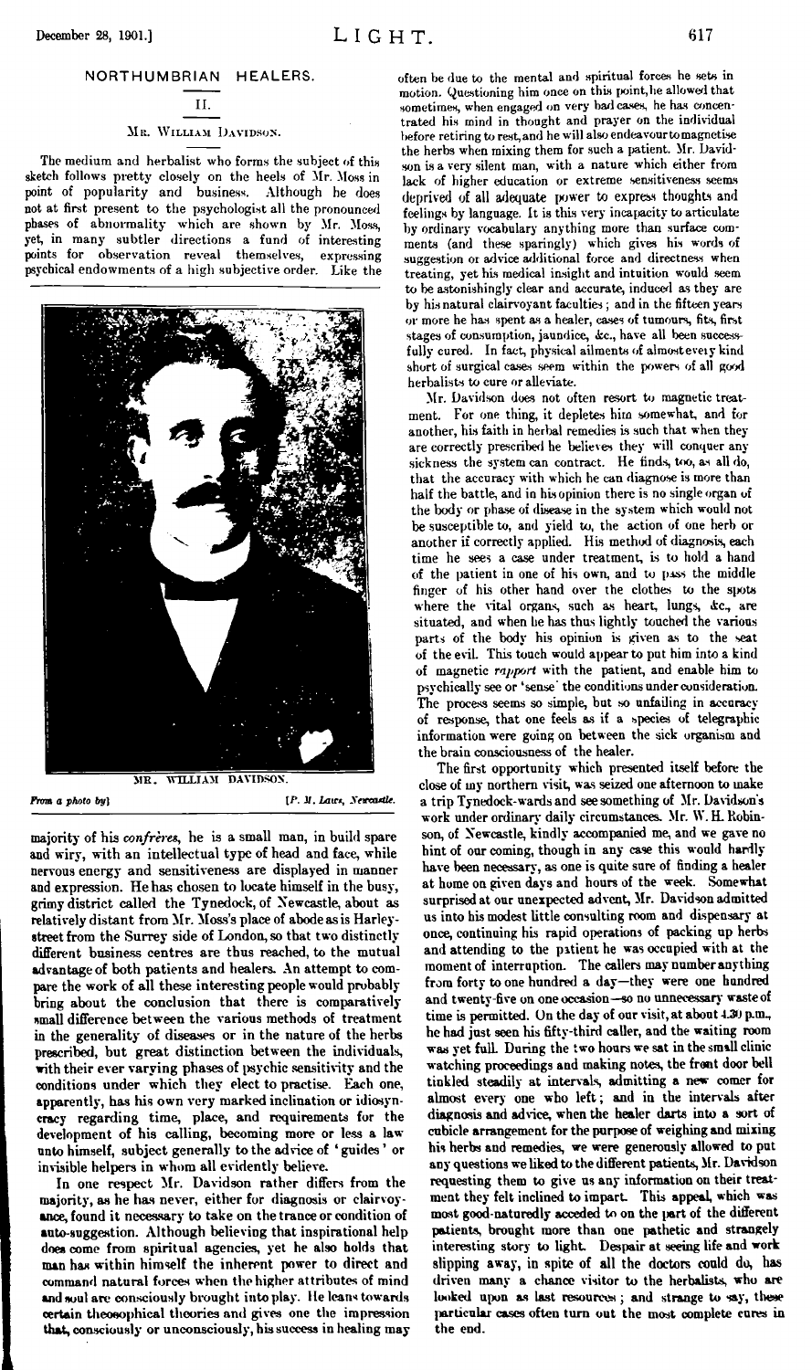## NORTHUMBRIAN HEALERS.

### II.

### Mr. William Davidson.

The medium and herbalist who forms the subject of this sketch follows pretty closely on the heels of Mr. Moss in point of popularity and business. Although he does not at first present to the psychologist all the pronounced phases of abnormality which are shown by Mr. Moss, yet, in many subtler directions a fund of interesting points for observation reveal themselves, expressing psychical endowments of a high subjective order. Like the majority of his *confrères*, he is a small man, in build spare and wiry, with an intellectual type of head and face, while nervous energy and sensitiveness are displayed in manner and expression. He has chosen to locate himself in the busy, grimy district called the Tynedock, of Newcastle, about as relatively distant from Mr. Moss's place of abode as is Harley-street from the Surrey side of London, so that two distinctly different business centres are thus reached, to the mutual advantage of both patients and healers. An attempt to compare the work of all these interesting people would probably bring about the conclusion that there is comparatively small difference between the various methods of treatment in the generality of diseases or in the nature of the herbs prescribed, but great distinction between the individuals, with their ever varying phases of psychic sensitivity and the conditions under which they elect to practise. Each one, apparently, has his own very marked inclination or idiosyncracy regarding time, place, and requirements for the development of his calling, becoming more or less a law unto himself, subject generally to the advice of 'guides' or invisible helpers in whom all evidently believe.

MR. WILLIAM DAVIDSON.

*From a photo by*] [*P. M. Laws, Newcastle.*

In one respect Mr. Davidson rather differs from the majority, as he has never, either for diagnosis or clairvoyance, found it necessary to take on the trance or condition of auto-suggestion. Although believing that inspirational help does come from spiritual agencies, yet he also holds that man has within himself the inherent power to direct and command natural forces when the higher attributes of mind and soul are consciously brought into play. He leans towards certain theosophical theories and gives one the impression that, consciously or unconsciously, his success in healing may often be due to the mental and spiritual forces he sets in motion. Questioning him once on this point, he allowed that sometimes, when engaged on very bad cases, he has concentrated his mind in thought and prayer on the individual before retiring to rest, and he will also endeavour to magnetise the herbs when mixing them for such a patient. Mr. Davidson is a very silent man, with a nature which either from lack of higher education or extreme sensitiveness seems deprived of all adequate power to express thoughts and feelings by language. It is this very incapacity to articulate by ordinary vocabulary anything more than surface comments (and these sparingly) which gives his words of suggestion or advice additional force and directness when treating, yet his medical insight and intuition would seem to be astonishingly clear and accurate, induced as they are by his natural clairvoyant faculties; and in the fifteen years or more he has spent as a healer, cases of tumours, fits, first stages of consumption, jaundice, &c., have all been successfully cured. In fact, physical ailments of almost every kind short of surgical cases seem within the powers of all good herbalists to cure or alleviate.

Mr. Davidson does not often resort to magnetic treatment. For one thing, it depletes him somewhat, and for another, his faith in herbal remedies is such that when they are correctly prescribed he believes they will conquer any sickness the system can contract. He finds, too, as all do, that the accuracy with which he can diagnose is more than half the battle, and in his opinion there is no single organ of the body or phase of disease in the system which would not be susceptible to, and yield to, the action of one herb or another if correctly applied. His method of diagnosis, each time he sees a case under treatment, is to hold a hand of the patient in one of his own, and to pass the middle finger of his other hand over the clothes to the spots where the vital organs, such as heart, lungs, &c., are situated, and when he has thus lightly touched the various parts of the body his opinion is given as to the seat of the evil. This touch would appear to put him into a kind of magnetic *rapport* with the patient, and enable him to psychically see or 'sense' the conditions under consideration. The process seems so simple, but so unfailing in accuracy of response, that one feels as if a species of telegraphic information were going on between the sick organism and the brain consciousness of the healer.

The first opportunity which presented itself before the close of my northern visit, was seized one afternoon to make a trip Tynedock-wards and see something of Mr. Davidson's work under ordinary daily circumstances. Mr. W. H. Robinson, of Newcastle, kindly accompanied me, and we gave no hint of our coming, though in any case this would hardly have been necessary, as one is quite sure of finding a healer at home on given days and hours of the week. Somewhat surprised at our unexpected advent, Mr. Davidson admitted us into his modest little consulting room and dispensary at once, continuing his rapid operations of packing up herbs and attending to the patient he was occupied with at the moment of interruption. The callers may number anything from forty to one hundred a day—they were one hundred and twenty-five on one occasion—so no unnecessary waste of time is permitted. On the day of our visit, at about 4.30 p.m., he had just seen his fifty-third caller, and the waiting room was yet full. During the two hours we sat in the small clinic watching proceedings and making notes, the front door bell tinkled steadily at intervals, admitting a new comer for almost every one who left; and in the intervals after diagnosis and advice, when the healer darts into a sort of cubicle arrangement for the purpose of weighing and mixing his herbs and remedies, we were generously allowed to put any questions we liked to the different patients, Mr. Davidson requesting them to give us any information on their treatment they felt inclined to impart. This appeal, which was most good-naturedly acceded to on the part of the different patients, brought more than one pathetic and strangely interesting story to light. Despair at seeing life and work slipping away, in spite of all the doctors could do, has driven many a chance visitor to the herbalists, who are looked upon as last resources; and strange to say, these particular cases often turn out the most complete cures in the end.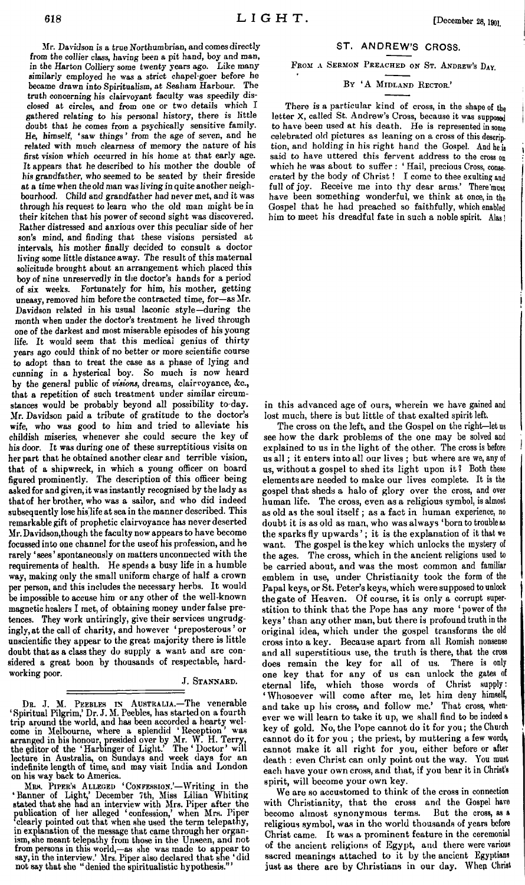Mr. Davidson is a true Northumbrian, and comes directly from the collier class, having been a pit hand, boy and man, in the Harton Colliery some twenty years ago. Like many similarly employed he was a strict chapel-goer before he became drawn into Spiritualism, at Seaham Harbour. The truth concerning his clairvoyant faculty was speedily disclosed at circles, and from one or two details which I gathered relating to his personal history, there is little doubt that he comes from a psychically sensitive family. He, himself, 'saw things' from the age of seven, and he related with much clearness of memory the nature of his first vision which occurred in his home at that early age. It appears that he described to his mother the double of his grandfather, who seemed to be seated by their fireside at a time when the old man was living in quite another neighbourhood. Child and grandfather had never met, and it was through his request to learn who the old man might be in their kitchen that his power of second sight was discovered. Rather distressed and anxious over this peculiar side of her son's mind, and finding that these visions persisted at intervals, his mother finally decided to consult a doctor living some little distance away. The result of this maternal solicitude brought about an arrangement which placed this boy of nine unreservedly in the doctor's hands for a period of six weeks. Fortunately for him, his mother, getting uneasy, removed him before the contracted time, for,—as Mr. Davidson related in his usual laconic style—during the month when under the doctor's treatment he lived through one of the darkest and most miserable episodes of his young life. It would seem that this medical genius of thirty years ago could think of no better or more scientific course to adopt than to treat the case as a phase of lying and cunning in a hysterical boy. So much is now heard by the general public of *visions*, dreams, clairvoyance, &c., that a repetition of such treatment under similar circumstances would be probably beyond all possibility to-day. Mr. Davidson paid a tribute of gratitude to the doctor's wife, who was good to him and tried to alleviate his childish miseries, whenever she could secure the key of his door. It was during one of these surreptitious visits on her part that he obtained another clear and terrible vision, that of a shipwreck, in which a young officer on board figured prominently. The description of this officer being asked for and given, it was instantly recognised by the lady as that of her brother, who was a sailor, and who did indeed subsequently lose his life at sea in the manner described. This remarkable gift of prophetic clairvoyance has never deserted Mr. Davidson, though the faculty now appears to have become focussed into one channel for the use of his profession, and he rarely 'sees' spontaneously on matters unconnected with the requirements of health. He spends a busy life in a humble way, making only the small uniform charge of half a crown per person, and this includes the necessary herbs. It would be impossible to accuse him or any other of the well-known magnetic healers I met, of obtaining money under false pretences. They work untiringly, give their services ungrudgingly, at the call of charity, and however 'preposterous' or unscientific they appear to the great majority there is little doubt that as a class they do supply a want and are considered a great boon by thousands of respectable, hard-working poor.

J. STANNARD.

---

**DR. J. M. PEEBLES IN AUSTRALIA.**—The venerable 'Spiritual Pilgrim,' Dr. J. M. Peebles, has started on a fourth trip around the world, and has been accorded a hearty welcome in Melbourne, where a splendid 'Reception' was arranged in his honour, presided over by Mr. W. H. Terry, the editor of the 'Harbinger of Light.' The 'Doctor' will lecture in Australia, on Sundays and week days for an indefinite length of time, and may visit India and London on his way back to America.

**MRS. PIPER'S ALLEGED 'CONFESSION.'**—Writing in the 'Banner of Light,' December 7th, Miss Lilian Whiting stated that she had an interview with Mrs. Piper after the publication of her alleged 'confession,' when Mrs. Piper 'clearly pointed out that when she used the term telepathy, in explanation of the message that came through her organism, she meant telepathy from those in the Unseen, and not from persons in this world,—as she was made to appear to say, in the interview.' Mrs. Piper also declared that she 'did not say that she "denied the spiritualistic hypothesis."'

## ST. ANDREW'S CROSS.

### FROM A SERMON PREACHED ON ST. ANDREW'S DAY.

### BY 'A MIDLAND RECTOR.'

There is a particular kind of cross, in the shape of the letter X, called St. Andrew's Cross, because it was supposed to have been used at his death. He is represented in some celebrated old pictures as leaning on a cross of this description, and holding in his right hand the Gospel. And he is said to have uttered this fervent address to the cross on which he was about to suffer: 'Hail, precious Cross, consecrated by the body of Christ! I come to thee exulting and full of joy. Receive me into thy dear arms.' There must have been something wonderful, we think at once, in the Gospel that he had preached so faithfully, which enabled him to meet his dreadful fate in such a noble spirit. Alas! in this advanced age of ours, wherein we have gained and lost much, there is but little of that exalted spirit left.

The cross on the left, and the Gospel on the right—let us see how the dark problems of the one may be solved and explained to us in the light of the other. The cross is before us all; it enters into all our lives; but where are we, any of us, without a gospel to shed its light upon it? Both these elements are needed to make our lives complete. It is the gospel that sheds a halo of glory over the cross, and over human life. The cross, even as a religious symbol, is almost as old as the soul itself; as a fact in human experience, no doubt it is as old as man, who was always 'born to trouble as the sparks fly upwards'; it is the explanation of it that we want. The gospel is the key which unlocks the mystery of the ages. The cross, which in the ancient religions used to be carried about, and was the most common and familiar emblem in use, under Christianity took the form of the Papal keys, or St. Peter's keys, which were supposed to unlock the gate of Heaven. Of course, it is only a corrupt superstition to think that the Pope has any more 'power of the keys' than any other man, but there is profound truth in the original idea, which under the gospel transforms the old cross into a key. Because apart from all Romish nonsense and all superstitious use, the truth is there, that the cross does remain the key for all of us. There is only one key that for any of us can unlock the gates of eternal life, which those words of Christ supply: 'Whosoever will come after me, let him deny himself, and take up his cross, and follow me.' That cross, whenever we will learn to take it up, we shall find to be indeed a key of gold. No, the Pope cannot do it for you; the Church cannot do it for you; the priest, by muttering a few words, cannot make it all right for you, either before or after death: even Christ can only point out the way. You must each have your own cross, and that, if you bear it in Christ's spirit, will become your own key.

We are so accustomed to think of the cross in connection with Christianity, that the cross and the Gospel have become almost synonymous terms. But the cross, as a religious symbol, was in the world thousands of years before Christ came. It was a prominent feature in the ceremonial of the ancient religions of Egypt, and there were various sacred meanings attached to it by the ancient Egyptians just as there are by Christians in our day. When Christ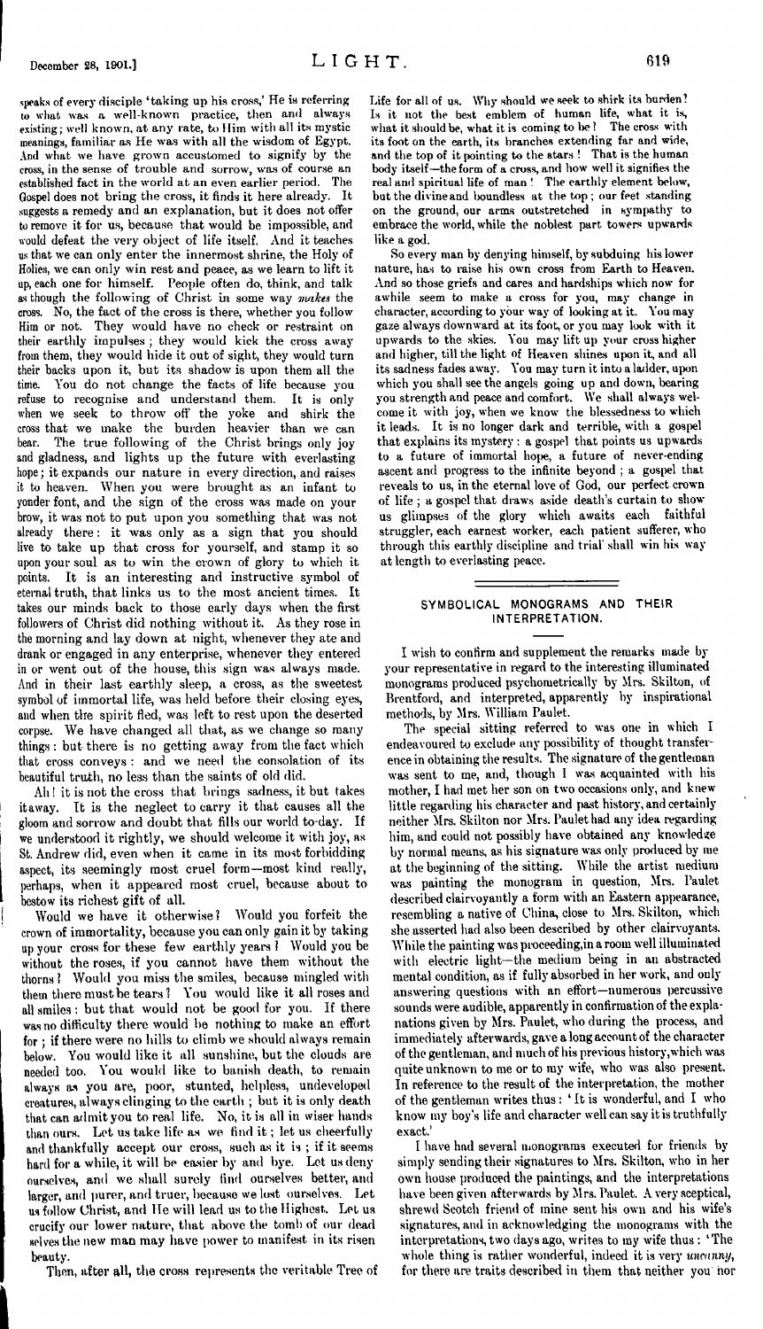speaks of every disciple 'taking up his cross,' He is referring to what was a well-known practice, then and always existing; well known, at any rate, to Him with all its mystic meanings, familiar as He was with all the wisdom of Egypt. And what we have grown accustomed to signify by the cross, in the sense of trouble and sorrow, was of course an established fact in the world at an even earlier period. The Gospel does not bring the cross, it finds it here already. It suggests a remedy and an explanation, but it does not offer to remove it for us, because that would be impossible, and would defeat the very object of life itself. And it teaches us that we can only enter the innermost shrine, the Holy of Holies, we can only win rest and peace, as we learn to lift it up, each one for himself. People often do, think, and talk as though the following of Christ in some way *makes* the cross. No, the fact of the cross is there, whether you follow Him or not. They would have no check or restraint on their earthly impulses; they would kick the cross away from them, they would hide it out of sight, they would turn their backs upon it, but its shadow is upon them all the time. You do not change the facts of life because you refuse to recognise and understand them. It is only when we seek to throw off the yoke and shirk the cross that we make the burden heavier than we can bear. The true following of the Christ brings only joy and gladness, and lights up the future with everlasting hope; it expands our nature in every direction, and raises it to heaven. When you were brought as an infant to yonder font, and the sign of the cross was made on your brow, it was not to put upon you something that was not already there: it was only as a sign that you should live to take up that cross for yourself, and stamp it so upon your soul as to win the crown of glory to which it points. It is an interesting and instructive symbol of eternal truth, that links us to the most ancient times. It takes our minds back to those early days when the first followers of Christ did nothing without it. As they rose in the morning and lay down at night, whenever they ate and drank or engaged in any enterprise, whenever they entered in or went out of the house, this sign was always made. And in their last earthly sleep, a cross, as the sweetest symbol of immortal life, was held before their closing eyes, and when the spirit fled, was left to rest upon the deserted corpse. We have changed all that, as we change so many things: but there is no getting away from the fact which that cross conveys: and we need the consolation of its beautiful truth, no less than the saints of old did.

Ah! it is not the cross that brings sadness, it but takes it away. It is the neglect to carry it that causes all the gloom and sorrow and doubt that fills our world to-day. If we understood it rightly, we should welcome it with joy, as St. Andrew did, even when it came in its most forbidding aspect, its seemingly most cruel form—most kind really, perhaps, when it appeared most cruel, because about to bestow its richest gift of all.

Would we have it otherwise? Would you forfeit the crown of immortality, because you can only gain it by taking up your cross for these few earthly years? Would you be without the roses, if you cannot have them without the thorns? Would you miss the smiles, because mingled with them there must be tears? You would like it all roses and all smiles: but that would not be good for you. If there was no difficulty there would be nothing to make an effort for; if there were no hills to climb we should always remain below. You would like it all sunshine, but the clouds are needed too. You would like to banish death, to remain always as you are, poor, stunted, helpless, undeveloped creatures, always clinging to the earth; but it is only death that can admit you to real life. No, it is all in wiser hands than ours. Let us take life as we find it; let us cheerfully and thankfully accept our cross, such as it is; if it seems hard for a while, it will be easier by and bye. Let us deny ourselves, and we shall surely find ourselves better, and larger, and purer, and truer, because we lost ourselves. Let us follow Christ, and He will lead us to the Highest. Let us crucify our lower nature, that above the tomb of our dead selves the new man may have power to manifest in its risen beauty.

Then, after all, the cross represents the veritable Tree of Life for all of us. Why should we seek to shirk its burden? Is it not the best emblem of human life, what it is, what it should be, what it is coming to be? The cross with its foot on the earth, its branches extending far and wide, and the top of it pointing to the stars! That is the human body itself—the form of a cross, and how well it signifies the real and spiritual life of man! The earthly element below, but the divine and boundless at the top; our feet standing on the ground, our arms outstretched in sympathy to embrace the world, while the noblest part towers upwards like a god.

So every man by denying himself, by subduing his lower nature, has to raise his own cross from Earth to Heaven. And so those griefs and cares and hardships which now for awhile seem to make a cross for you, may change in character, according to your way of looking at it. You may gaze always downward at its foot, or you may look with it upwards to the skies. You may lift up your cross higher and higher, till the light of Heaven shines upon it, and all its sadness fades away. You may turn it into a ladder, upon which you shall see the angels going up and down, bearing you strength and peace and comfort. We shall always welcome it with joy, when we know the blessedness to which it leads. It is no longer dark and terrible, with a gospel that explains its mystery: a gospel that points us upwards to a future of immortal hope, a future of never-ending ascent and progress to the infinite beyond; a gospel that reveals to us, in the eternal love of God, our perfect crown of life; a gospel that draws aside death's curtain to show us glimpses of the glory which awaits each faithful struggler, each earnest worker, each patient sufferer, who through this earthly discipline and trial shall win his way at length to everlasting peace.

## SYMBOLICAL MONOGRAMS AND THEIR INTERPRETATION.

I wish to confirm and supplement the remarks made by your representative in regard to the interesting illuminated monograms produced psychometrically by Mrs. Skilton, of Brentford, and interpreted, apparently by inspirational methods, by Mrs. William Paulet.

The special sitting referred to was one in which I endeavoured to exclude any possibility of thought transference in obtaining the results. The signature of the gentleman was sent to me, and, though I was acquainted with his mother, I had met her son on two occasions only, and knew little regarding his character and past history, and certainly neither Mrs. Skilton nor Mrs. Paulet had any idea regarding him, and could not possibly have obtained any knowledge by normal means, as his signature was only produced by me at the beginning of the sitting. While the artist medium was painting the monogram in question, Mrs. Paulet described clairvoyantly a form with an Eastern appearance, resembling a native of China, close to Mrs. Skilton, which she asserted had also been described by other clairvoyants. While the painting was proceeding, in a room well illuminated with electric light—the medium being in an abstracted mental condition, as if fully absorbed in her work, and only answering questions with an effort—numerous percussive sounds were audible, apparently in confirmation of the explanations given by Mrs. Paulet, who during the process, and immediately afterwards, gave a long account of the character of the gentleman, and much of his previous history, which was quite unknown to me or to my wife, who was also present. In reference to the result of the interpretation, the mother of the gentleman writes thus: 'It is wonderful, and I who know my boy's life and character well can say it is truthfully exact.'

I have had several monograms executed for friends by simply sending their signatures to Mrs. Skilton, who in her own house produced the paintings, and the interpretations have been given afterwards by Mrs. Paulet. A very sceptical, shrewd Scotch friend of mine sent his own and his wife's signatures, and in acknowledging the monograms with the interpretations, two days ago, writes to my wife thus: 'The whole thing is rather wonderful, indeed it is very *uncanny*, for there are traits described in them that neither you nor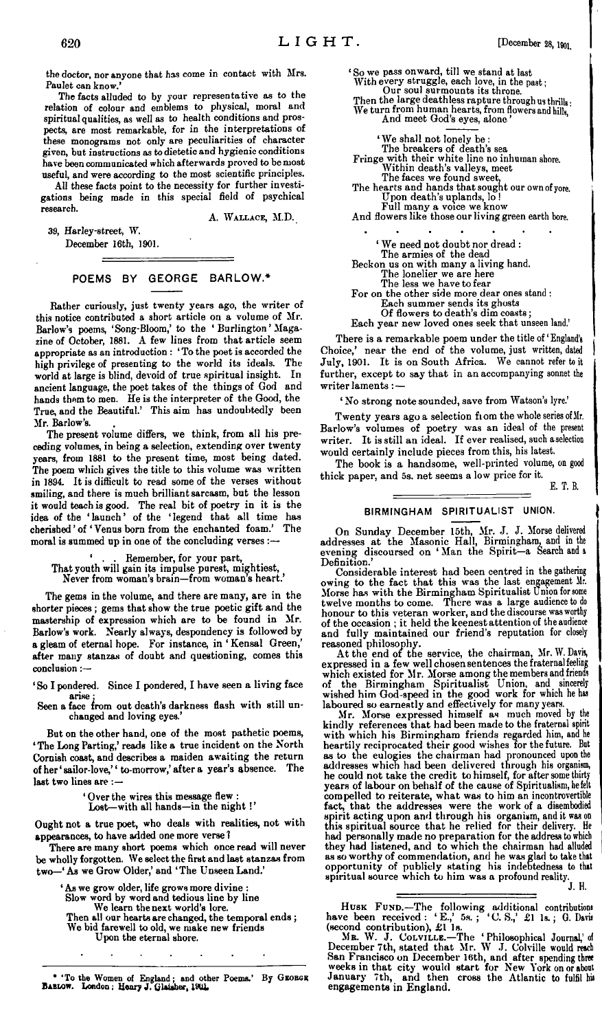the doctor, nor anyone that has come in contact with Mrs. Paulet can know.'

The facts alluded to by your representative as to the relation of colour and emblems to physical, moral and spiritual qualities, as well as to health conditions and prospects, are most remarkable, for in the interpretations of these monograms not only are peculiarities of character given, but instructions as to dietetic and hygienic conditions have been communicated which afterwards proved to be most useful, and were according to the most scientific principles.

All these facts point to the necessity for further investigations being made in this special field of psychical research.

A. WALLACE, M.D.

39, Harley-street, W.
December 16th, 1901.

## POEMS BY GEORGE BARLOW.*

Rather curiously, just twenty years ago, the writer of this notice contributed a short article on a volume of Mr. Barlow's poems, 'Song-Bloom,' to the 'Burlington' Magazine of October, 1881. A few lines from that article seem appropriate as an introduction: 'To the poet is accorded the high privilege of presenting to the world its ideals. The world at large is blind, devoid of true spiritual insight. In ancient language, the poet takes of the things of God and hands them to men. He is the interpreter of the Good, the True, and the Beautiful.' This aim has undoubtedly been Mr. Barlow's.

The present volume differs, we think, from all his preceding volumes, in being a selection, extending over twenty years, from 1881 to the present time, most being dated. The poem which gives the title to this volume was written in 1894. It is difficult to read some of the verses without smiling, and there is much brilliant sarcasm, but the lesson it would teach is good. The real bit of poetry in it is the idea of the 'launch' of the 'legend that all time has cherished' of 'Venus born from the enchanted foam.' The moral is summed up in one of the concluding verses:—

' . . Remember, for your part,
That youth will gain its impulse purest, mightiest,
Never from woman's brain—from woman's heart.'

The gems in the volume, and there are many, are in the shorter pieces; gems that show the true poetic gift and the mastership of expression which are to be found in Mr. Barlow's work. Nearly always, despondency is followed by a gleam of eternal hope. For instance, in 'Kensal Green,' after many stanzas of doubt and questioning, comes this conclusion:—

'So I pondered. Since I pondered, I have seen a living face arise;
Seen a face from out death's darkness flash with still unchanged and loving eyes.'

But on the other hand, one of the most pathetic poems, 'The Long Parting,' reads like a true incident on the North Cornish coast, and describes a maiden awaiting the return of her 'sailor-love,' 'to-morrow,' after a year's absence. The last two lines are:—

'Over the wires this message flew:
Lost—with all hands—in the night!'

Ought not a true poet, who deals with realities, not with appearances, to have added one more verse?

There are many short poems which once read will never be wholly forgotten. We select the first and last stanzas from two—'As we Grow Older,' and 'The Unseen Land.'

'As we grow older, life grows more divine:
Slow word by word and tedious line by line
We learn the next world's lore.
Then all our hearts are changed, the temporal ends;
We bid farewell to old, we make new friends
Upon the eternal shore.

. . . . . . .

'So we pass onward, till we stand at last
With every struggle, each love, in the past;
Our soul surmounts its throne.
Then the large deathless rapture through us thrills:
We turn from human hearts, from flowers and hills,
And meet God's eyes, alone.'

'We shall not lonely be:
The breakers of death's sea
Fringe with their white line no inhuman shore.
Within death's valleys, meet
The faces we found sweet,
The hearts and hands that sought our own of yore.
Upon death's uplands, lo!
Full many a voice we know
And flowers like those our living green earth bore.

. . . . . . . .

'We need not doubt nor dread:
The armies of the dead
Beckon us on with many a living hand.
The lonelier we are here
The less we have to fear
For on the other side more dear ones stand:
Each summer sends its ghosts
Of flowers to death's dim coasts;
Each year new loved ones seek that unseen land.'

There is a remarkable poem under the title of 'England's Choice,' near the end of the volume, just written, dated July, 1901. It is on South Africa. We cannot refer to it further, except to say that in an accompanying sonnet the writer laments:—

'No strong note sounded, save from Watson's lyre.'

Twenty years ago a selection from the whole series of Mr. Barlow's volumes of poetry was an ideal of the present writer. It is still an ideal. If ever realised, such a selection would certainly include pieces from this, his latest.

The book is a handsome, well-printed volume, on good thick paper, and 5s. net seems a low price for it.

E. T. B.

* 'To the Women of England; and other Poems.' By GEORGE BARLOW. London: Henry J. Glaisher, 1901.

## BIRMINGHAM SPIRITUALIST UNION.

On Sunday December 15th, Mr. J. J. Morse delivered addresses at the Masonic Hall, Birmingham, and in the evening discoursed on 'Man the Spirit—a Search and a Definition.'

Considerable interest had been centred in the gathering owing to the fact that this was the last engagement Mr. Morse has with the Birmingham Spiritualist Union for some twelve months to come. There was a large audience to do honour to this veteran worker, and the discourse was worthy of the occasion; it held the keenest attention of the audience and fully maintained our friend's reputation for closely reasoned philosophy.

At the end of the service, the chairman, Mr. W. Davis, expressed in a few well chosen sentences the fraternal feeling which existed for Mr. Morse among the members and friends of the Birmingham Spiritualist Union, and sincerely wished him God-speed in the good work for which he has laboured so earnestly and effectively for many years.

Mr. Morse expressed himself as much moved by the kindly references that had been made to the fraternal spirit with which his Birmingham friends regarded him, and he heartily reciprocated their good wishes for the future. But as to the eulogies the chairman had pronounced upon the addresses which had been delivered through his organism, he could not take the credit to himself, for after some thirty years of labour on behalf of the cause of Spiritualism, he felt compelled to reiterate, what was to him an incontrovertible fact, that the addresses were the work of a disembodied spirit acting upon and through his organism, and it was on this spiritual source that he relied for their delivery. He had personally made no preparation for the address to which they had listened, and to which the chairman had alluded as so worthy of commendation, and he was glad to take that opportunity of publicly stating his indebtedness to that spiritual source which to him was a profound reality.

J. H.

HUSK FUND.—The following additional contributions have been received: 'E.,' 5s.; 'C. S.,' £1 1s.; G. Davis (second contribution), £1 1s.

MR. W. J. COLVILLE.—The 'Philosophical Journal,' of December 7th, stated that Mr. W. J. Colville would reach San Francisco on December 16th, and after spending three weeks in that city would start for New York on or about January 7th, and then cross the Atlantic to fulfil his engagements in England.